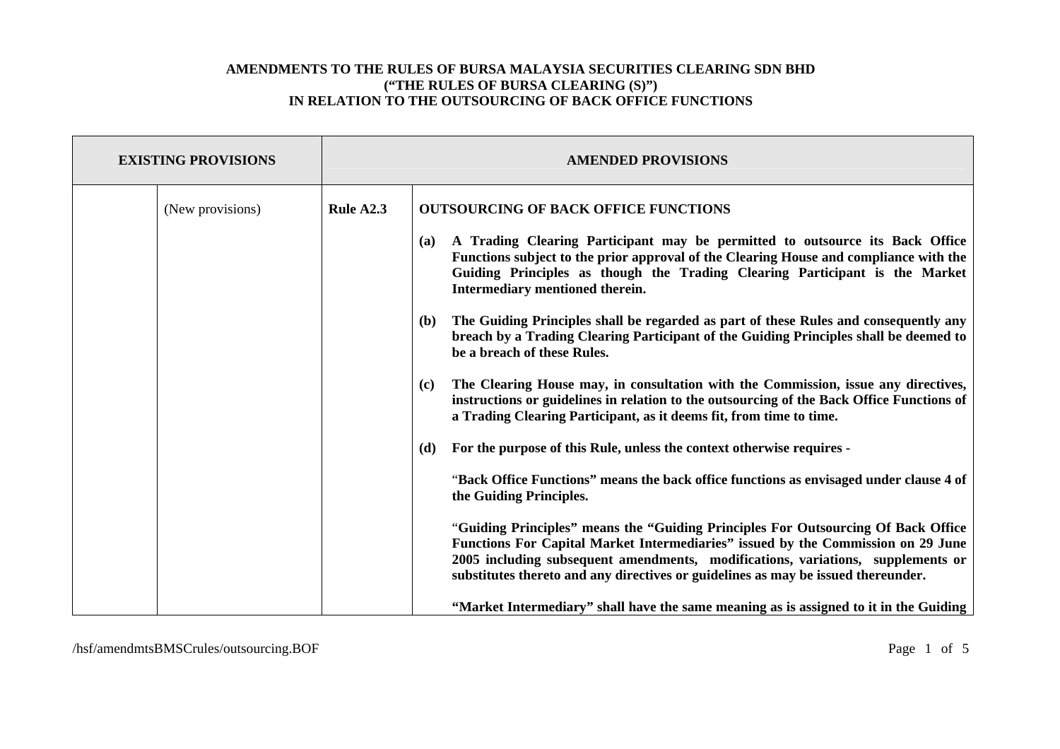**AMENDMENTS TO THE RULES OF BURSA MALAYSIA SECURITIES CLEARING SDN BHD**
**("THE RULES OF BURSA CLEARING (S)")**
**IN RELATION TO THE OUTSOURCING OF BACK OFFICE FUNCTIONS**

| EXISTING PROVISIONS | | AMENDED PROVISIONS | |
|---|---|---|---|
| | (New provisions) | **Rule A2.3** | **OUTSOURCING OF BACK OFFICE FUNCTIONS**<br><br>**(a) A Trading Clearing Participant may be permitted to outsource its Back Office Functions subject to the prior approval of the Clearing House and compliance with the Guiding Principles as though the Trading Clearing Participant is the Market Intermediary mentioned therein.**<br><br>**(b) The Guiding Principles shall be regarded as part of these Rules and consequently any breach by a Trading Clearing Participant of the Guiding Principles shall be deemed to be a breach of these Rules.**<br><br>**(c) The Clearing House may, in consultation with the Commission, issue any directives, instructions or guidelines in relation to the outsourcing of the Back Office Functions of a Trading Clearing Participant, as it deems fit, from time to time.**<br><br>**(d) For the purpose of this Rule, unless the context otherwise requires -**<br><br>**"Back Office Functions" means the back office functions as envisaged under clause 4 of the Guiding Principles.**<br><br>**"Guiding Principles" means the "Guiding Principles For Outsourcing Of Back Office Functions For Capital Market Intermediaries" issued by the Commission on 29 June 2005 including subsequent amendments, modifications, variations, supplements or substitutes thereto and any directives or guidelines as may be issued thereunder.**<br><br>**"Market Intermediary" shall have the same meaning as is assigned to it in the Guiding** |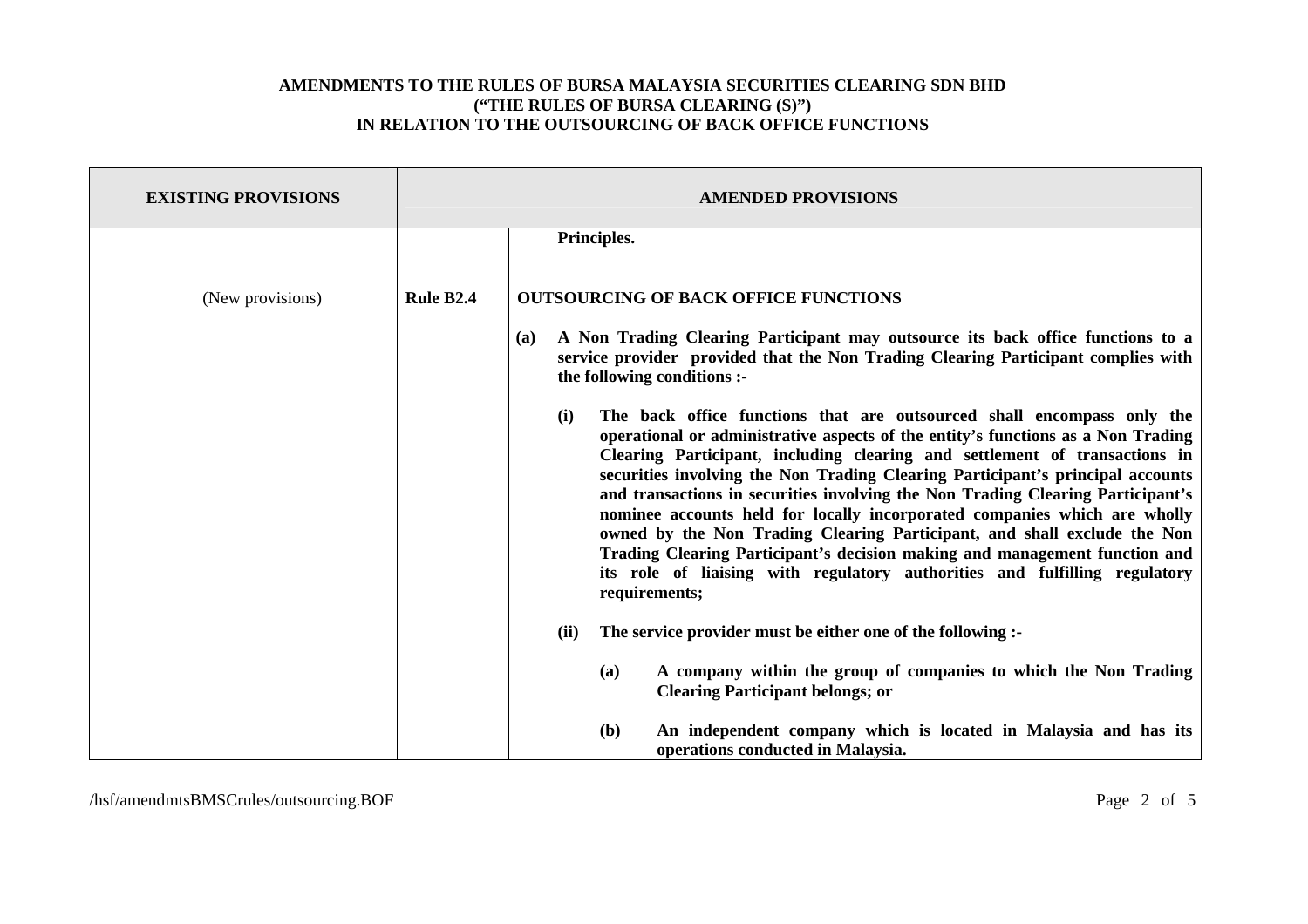**AMENDMENTS TO THE RULES OF BURSA MALAYSIA SECURITIES CLEARING SDN BHD**
**("THE RULES OF BURSA CLEARING (S)")**
**IN RELATION TO THE OUTSOURCING OF BACK OFFICE FUNCTIONS**

| EXISTING PROVISIONS | | AMENDED PROVISIONS | |
|---|---|---|---|
| | | | **Principles.** |
| | (New provisions) | **Rule B2.4** | **OUTSOURCING OF BACK OFFICE FUNCTIONS**<br><br>**(a) A Non Trading Clearing Participant may outsource its back office functions to a service provider provided that the Non Trading Clearing Participant complies with the following conditions :-**<br><br>**(i) The back office functions that are outsourced shall encompass only the operational or administrative aspects of the entity's functions as a Non Trading Clearing Participant, including clearing and settlement of transactions in securities involving the Non Trading Clearing Participant's principal accounts and transactions in securities involving the Non Trading Clearing Participant's nominee accounts held for locally incorporated companies which are wholly owned by the Non Trading Clearing Participant, and shall exclude the Non Trading Clearing Participant's decision making and management function and its role of liaising with regulatory authorities and fulfilling regulatory requirements;**<br><br>**(ii) The service provider must be either one of the following :-**<br><br>**(a) A company within the group of companies to which the Non Trading Clearing Participant belongs; or**<br><br>**(b) An independent company which is located in Malaysia and has its operations conducted in Malaysia.** |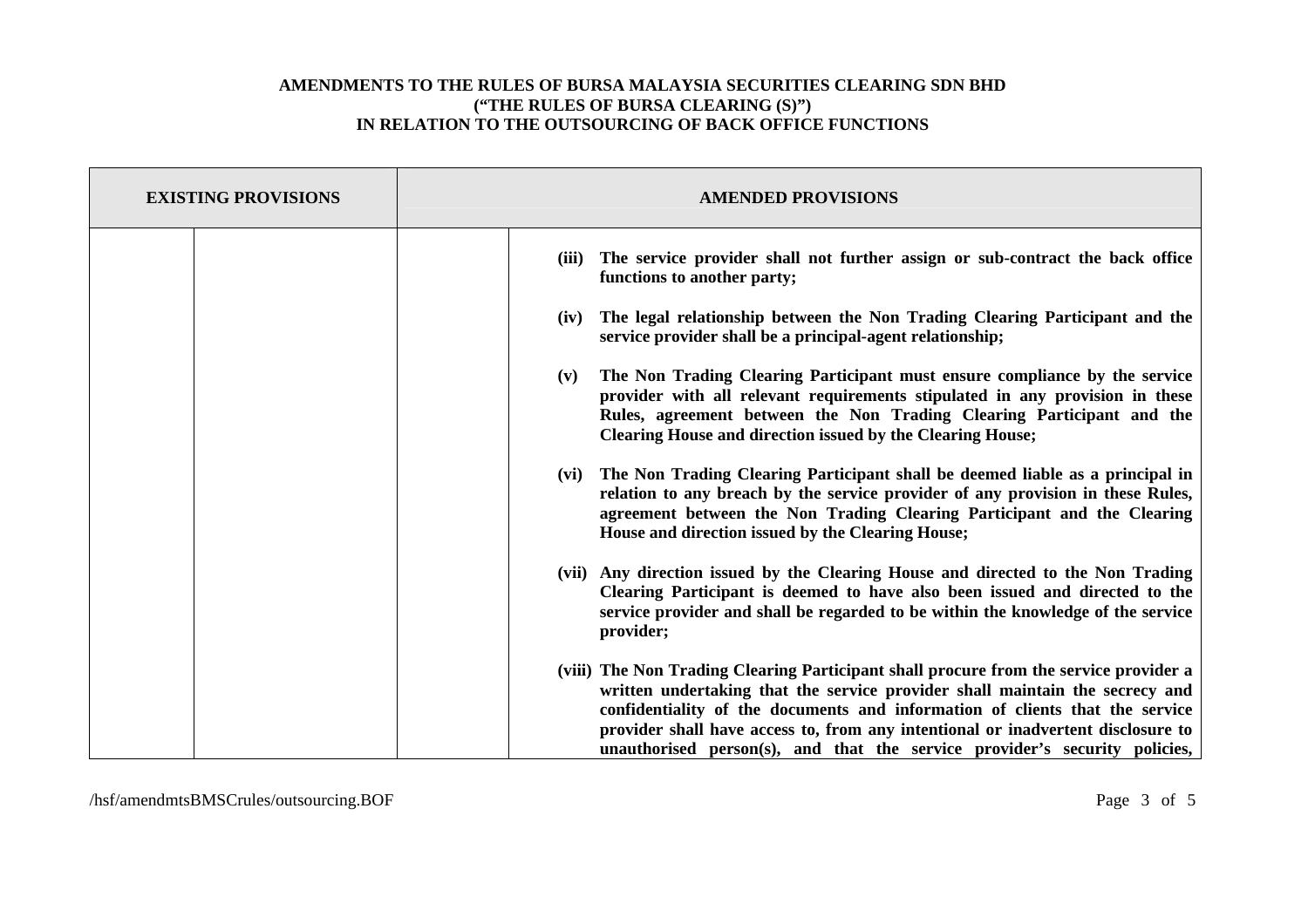**AMENDMENTS TO THE RULES OF BURSA MALAYSIA SECURITIES CLEARING SDN BHD ("THE RULES OF BURSA CLEARING (S)") IN RELATION TO THE OUTSOURCING OF BACK OFFICE FUNCTIONS**

| EXISTING PROVISIONS | | AMENDED PROVISIONS | |
|---|---|---|---|
| | | | **(iii) The service provider shall not further assign or sub-contract the back office functions to another party;**<br><br>**(iv) The legal relationship between the Non Trading Clearing Participant and the service provider shall be a principal-agent relationship;**<br><br>**(v) The Non Trading Clearing Participant must ensure compliance by the service provider with all relevant requirements stipulated in any provision in these Rules, agreement between the Non Trading Clearing Participant and the Clearing House and direction issued by the Clearing House;**<br><br>**(vi) The Non Trading Clearing Participant shall be deemed liable as a principal in relation to any breach by the service provider of any provision in these Rules, agreement between the Non Trading Clearing Participant and the Clearing House and direction issued by the Clearing House;**<br><br>**(vii) Any direction issued by the Clearing House and directed to the Non Trading Clearing Participant is deemed to have also been issued and directed to the service provider and shall be regarded to be within the knowledge of the service provider;**<br><br>**(viii) The Non Trading Clearing Participant shall procure from the service provider a written undertaking that the service provider shall maintain the secrecy and confidentiality of the documents and information of clients that the service provider shall have access to, from any intentional or inadvertent disclosure to unauthorised person(s), and that the service provider's security policies,** |

/hsf/amendmtsBMSCrules/outsourcing.BOF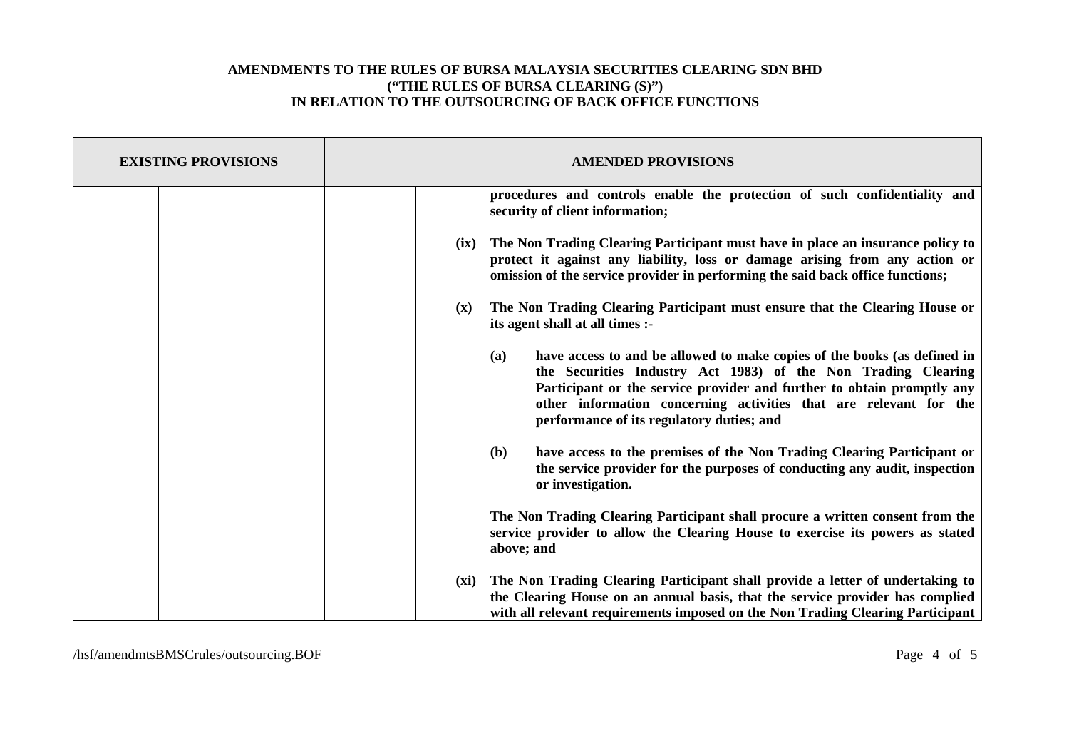**AMENDMENTS TO THE RULES OF BURSA MALAYSIA SECURITIES CLEARING SDN BHD („THE RULES OF BURSA CLEARING (S)") IN RELATION TO THE OUTSOURCING OF BACK OFFICE FUNCTIONS**

| EXISTING PROVISIONS | | AMENDED PROVISIONS | |
|---|---|---|---|
| | | | **procedures and controls enable the protection of such confidentiality and security of client information;**<br><br>**(ix) The Non Trading Clearing Participant must have in place an insurance policy to protect it against any liability, loss or damage arising from any action or omission of the service provider in performing the said back office functions;**<br><br>**(x) The Non Trading Clearing Participant must ensure that the Clearing House or its agent shall at all times :-**<br><br>**(a) have access to and be allowed to make copies of the books (as defined in the Securities Industry Act 1983) of the Non Trading Clearing Participant or the service provider and further to obtain promptly any other information concerning activities that are relevant for the performance of its regulatory duties; and**<br><br>**(b) have access to the premises of the Non Trading Clearing Participant or the service provider for the purposes of conducting any audit, inspection or investigation.**<br><br>**The Non Trading Clearing Participant shall procure a written consent from the service provider to allow the Clearing House to exercise its powers as stated above; and**<br><br>**(xi) The Non Trading Clearing Participant shall provide a letter of undertaking to the Clearing House on an annual basis, that the service provider has complied with all relevant requirements imposed on the Non Trading Clearing Participant** |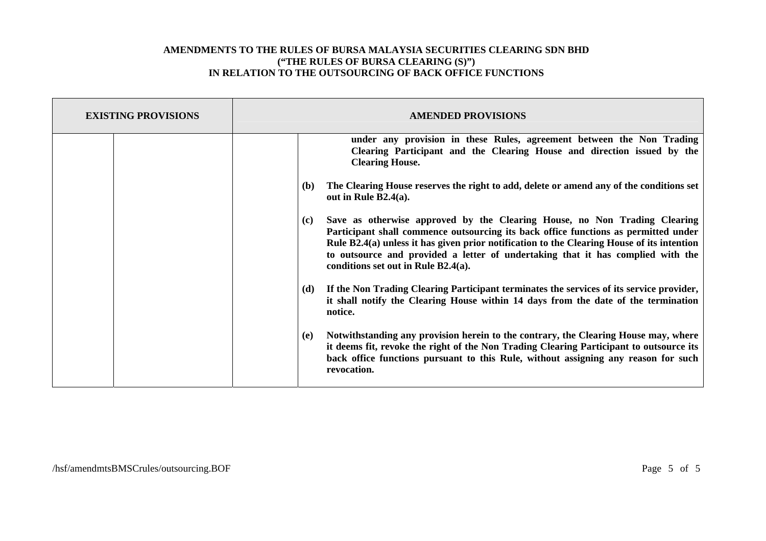# AMENDMENTS TO THE RULES OF BURSA MALAYSIA SECURITIES CLEARING SDN BHD ("THE RULES OF BURSA CLEARING (S)") IN RELATION TO THE OUTSOURCING OF BACK OFFICE FUNCTIONS

| EXISTING PROVISIONS | | AMENDED PROVISIONS | |
|---|---|---|---|
| | | | **under any provision in these Rules, agreement between the Non Trading Clearing Participant and the Clearing House and direction issued by the Clearing House.**<br><br>**(b) The Clearing House reserves the right to add, delete or amend any of the conditions set out in Rule B2.4(a).**<br><br>**(c) Save as otherwise approved by the Clearing House, no Non Trading Clearing Participant shall commence outsourcing its back office functions as permitted under Rule B2.4(a) unless it has given prior notification to the Clearing House of its intention to outsource and provided a letter of undertaking that it has complied with the conditions set out in Rule B2.4(a).**<br><br>**(d) If the Non Trading Clearing Participant terminates the services of its service provider, it shall notify the Clearing House within 14 days from the date of the termination notice.**<br><br>**(e) Notwithstanding any provision herein to the contrary, the Clearing House may, where it deems fit, revoke the right of the Non Trading Clearing Participant to outsource its back office functions pursuant to this Rule, without assigning any reason for such revocation.** |

/hsf/amendmtsBMSCrules/outsourcing.BOF